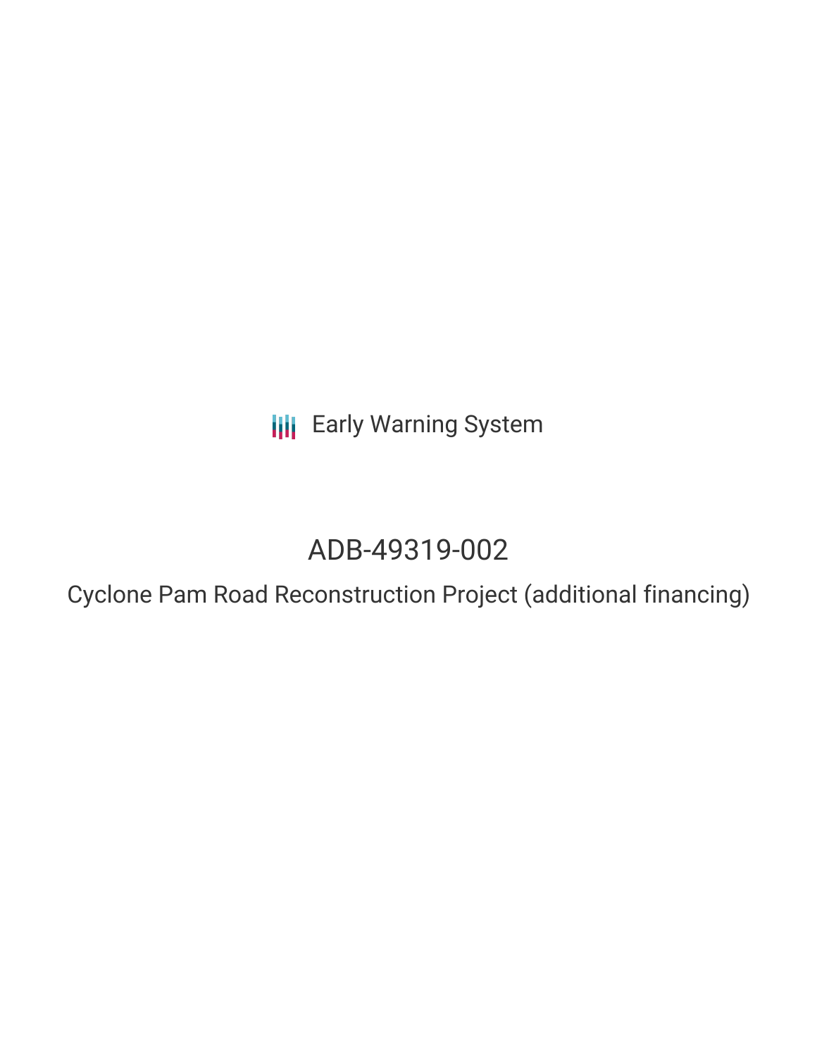Early Warning System

# ADB-49319-002

## Cyclone Pam Road Reconstruction Project (additional financing)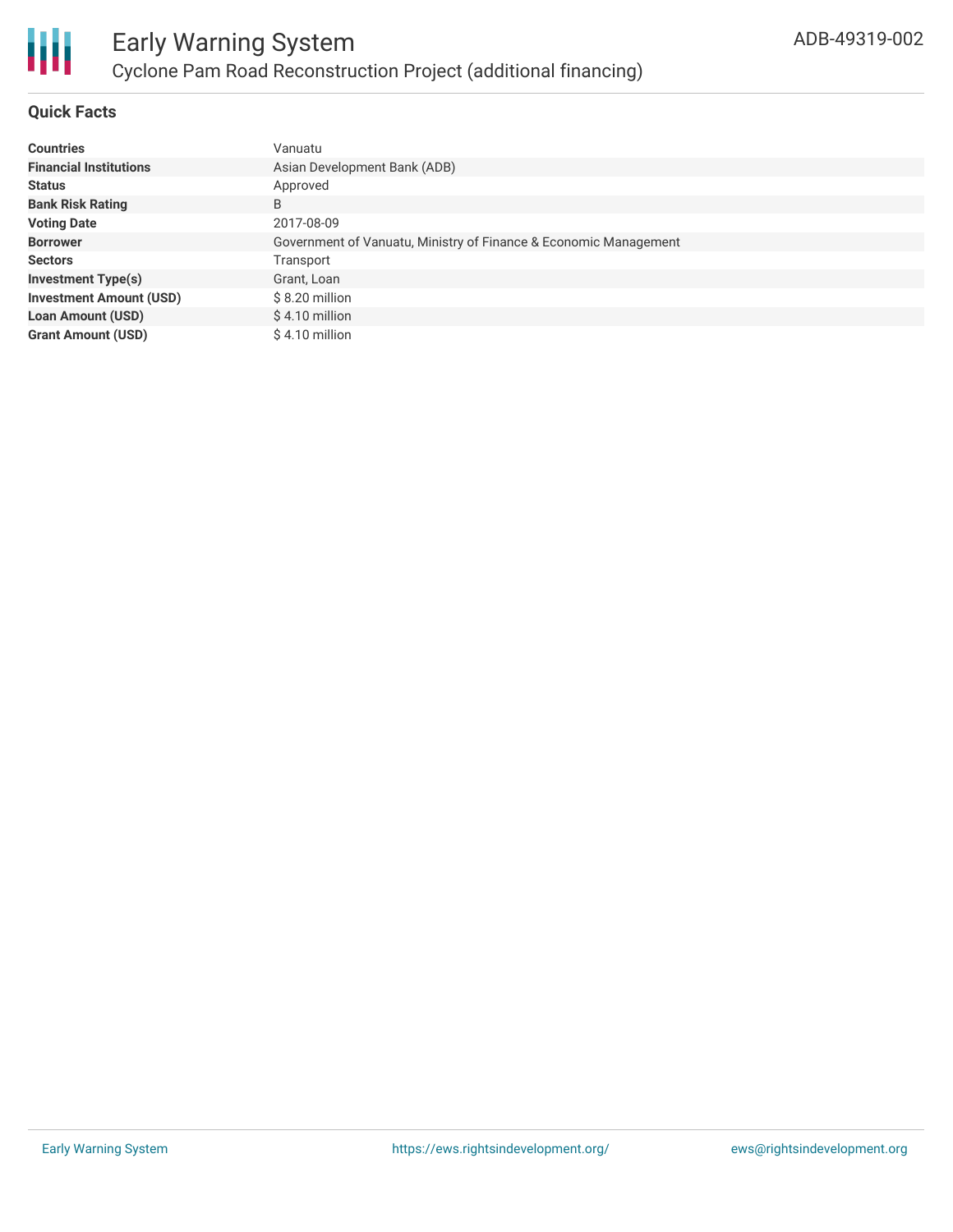# Early Warning System

## Cyclone Pam Road Reconstruction Project (additional financing)

ADB-49319-002

### Quick Facts

| | |
|---|---|
| **Countries** | Vanuatu |
| **Financial Institutions** | Asian Development Bank (ADB) |
| **Status** | Approved |
| **Bank Risk Rating** | B |
| **Voting Date** | 2017-08-09 |
| **Borrower** | Government of Vanuatu, Ministry of Finance & Economic Management |
| **Sectors** | Transport |
| **Investment Type(s)** | Grant, Loan |
| **Investment Amount (USD)** | $ 8.20 million |
| **Loan Amount (USD)** | $ 4.10 million |
| **Grant Amount (USD)** | $ 4.10 million |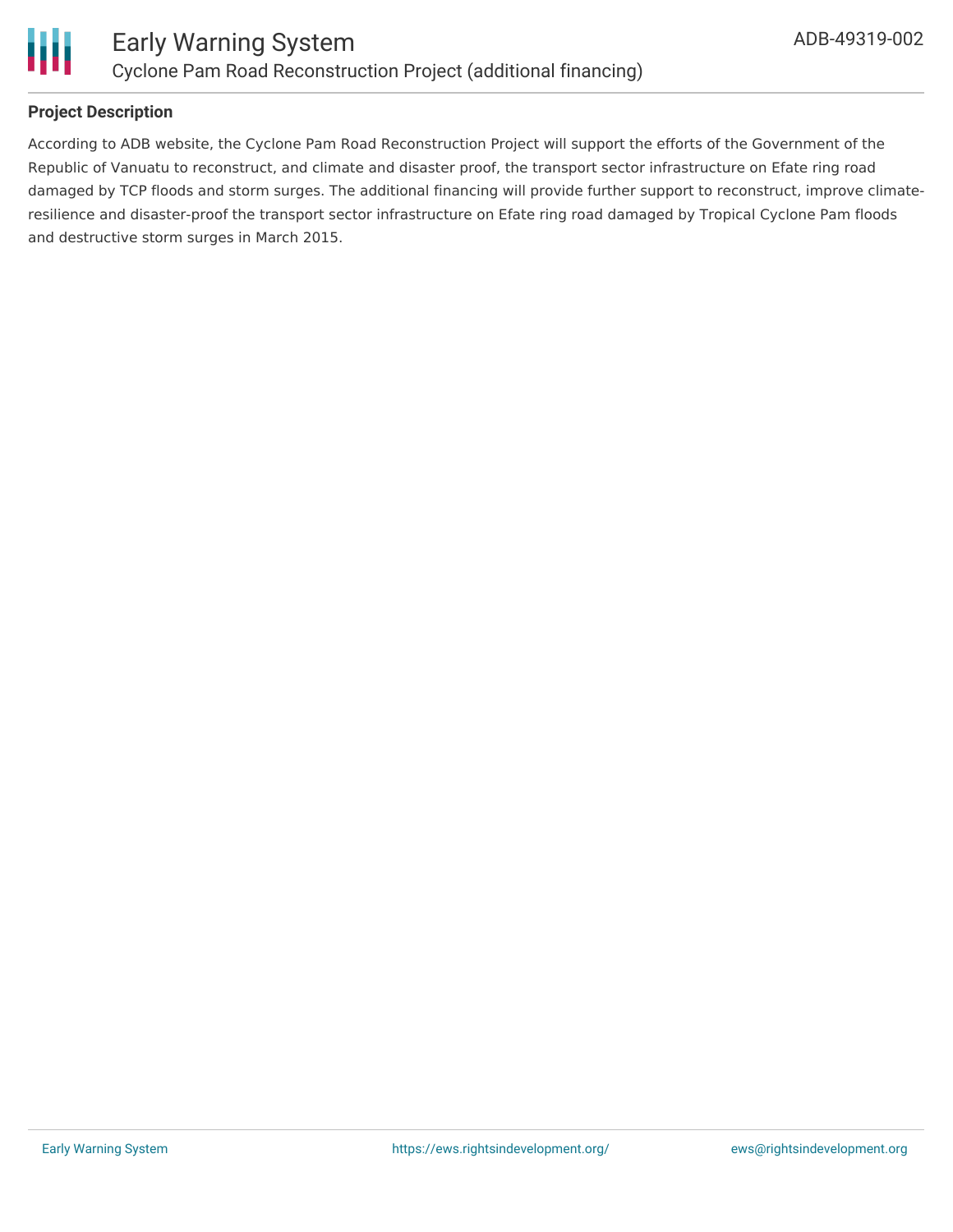**Project Description**

According to ADB website, the Cyclone Pam Road Reconstruction Project will support the efforts of the Government of the Republic of Vanuatu to reconstruct, and climate and disaster proof, the transport sector infrastructure on Efate ring road damaged by TCP floods and storm surges. The additional financing will provide further support to reconstruct, improve climate-resilience and disaster-proof the transport sector infrastructure on Efate ring road damaged by Tropical Cyclone Pam floods and destructive storm surges in March 2015.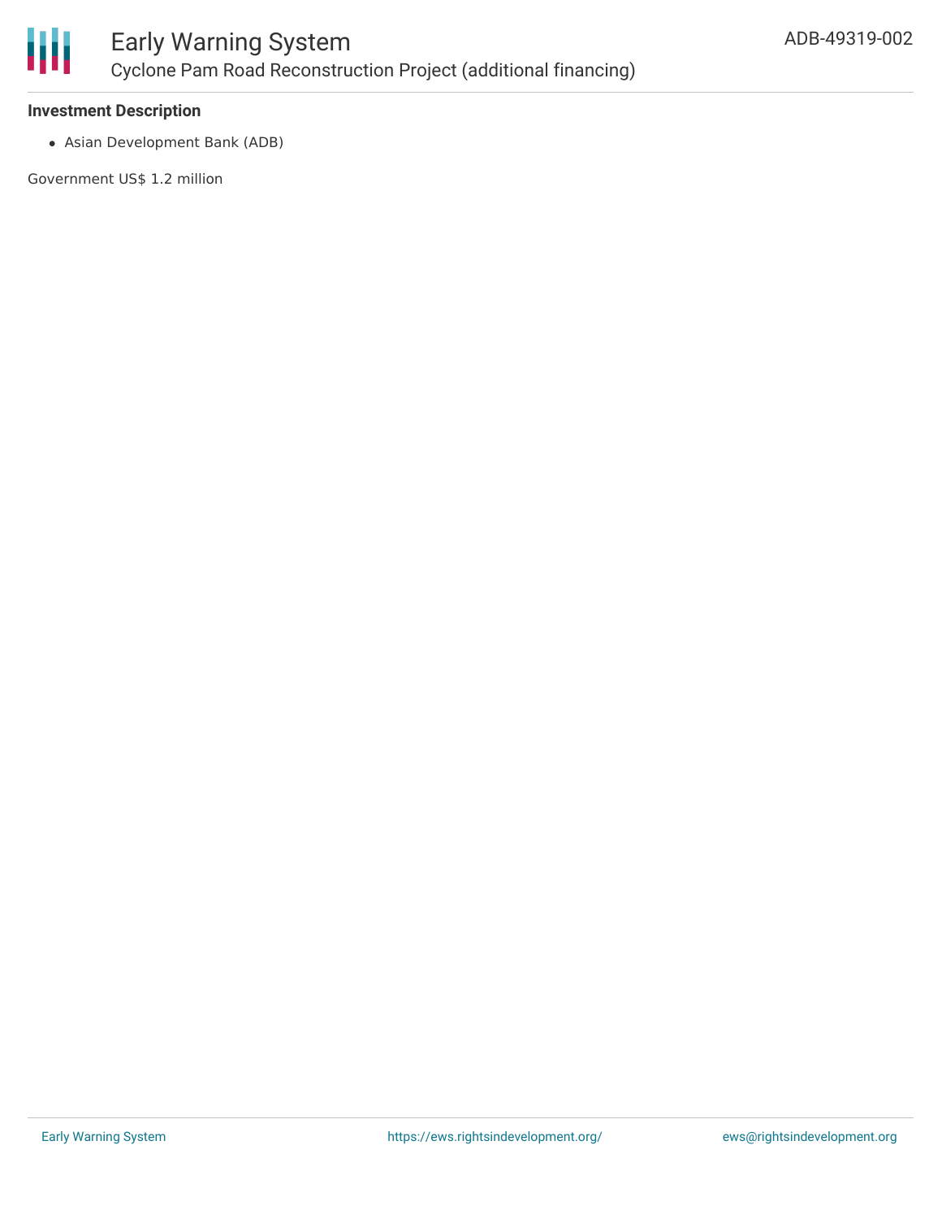**Investment Description**

- Asian Development Bank (ADB)

Government US$ 1.2 million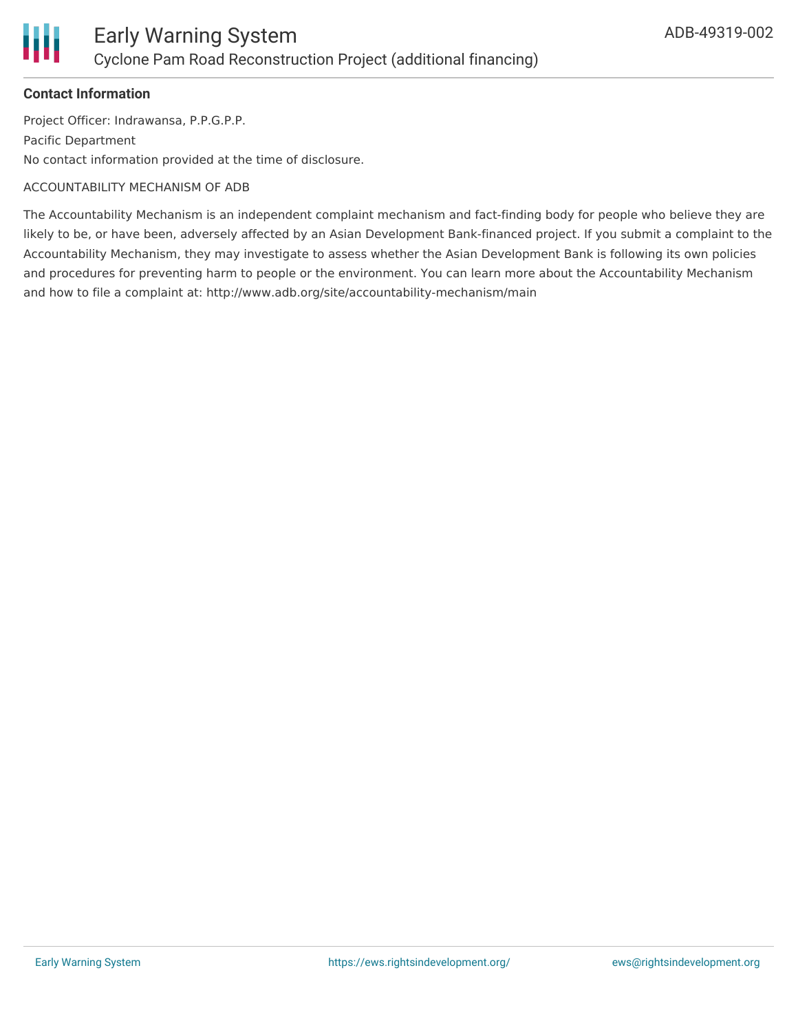**Contact Information**

Project Officer: Indrawansa, P.P.G.P.P.

Pacific Department

No contact information provided at the time of disclosure.

ACCOUNTABILITY MECHANISM OF ADB

The Accountability Mechanism is an independent complaint mechanism and fact-finding body for people who believe they are likely to be, or have been, adversely affected by an Asian Development Bank-financed project. If you submit a complaint to the Accountability Mechanism, they may investigate to assess whether the Asian Development Bank is following its own policies and procedures for preventing harm to people or the environment. You can learn more about the Accountability Mechanism and how to file a complaint at: http://www.adb.org/site/accountability-mechanism/main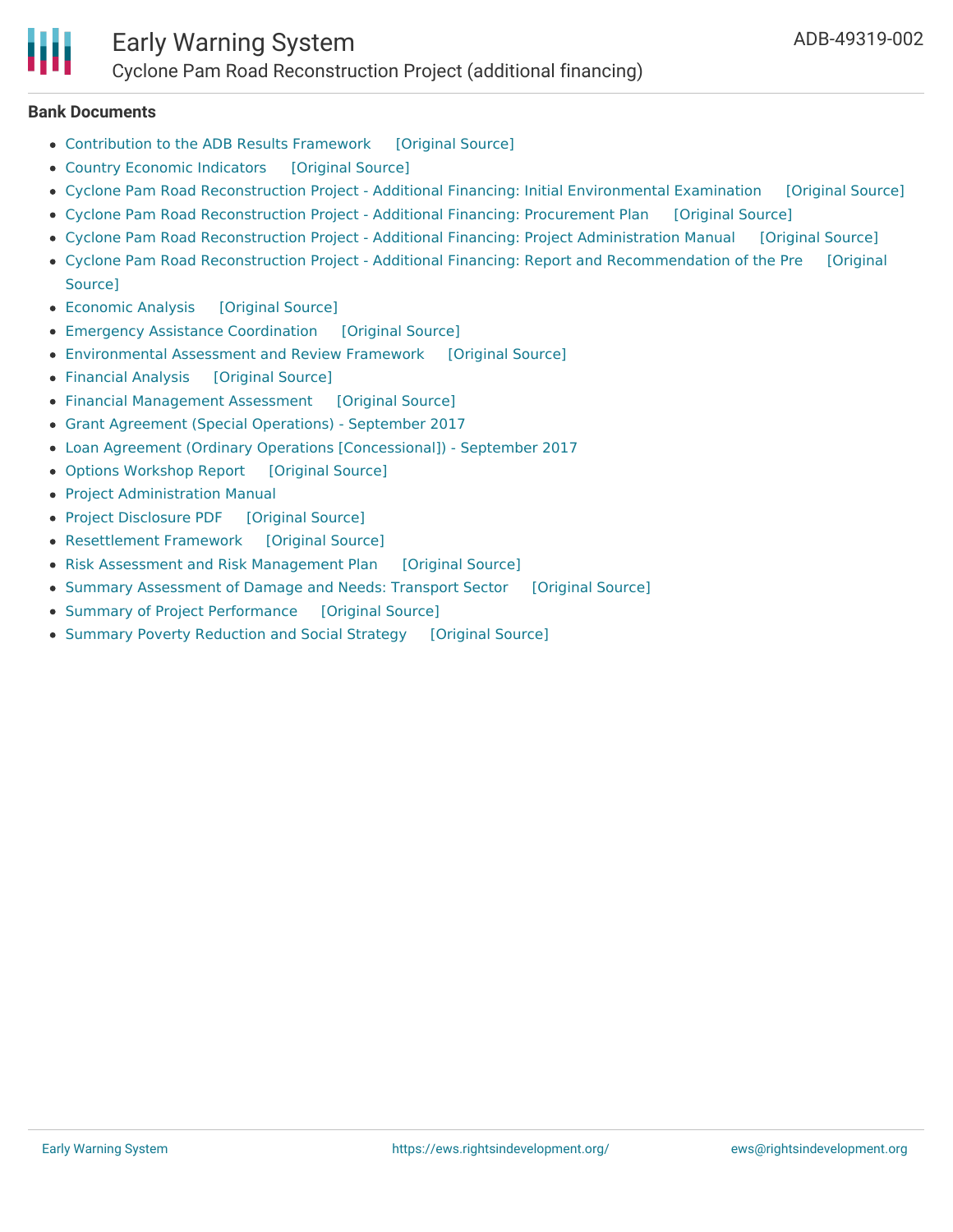## Bank Documents

- Contribution to the ADB Results Framework [Original Source]
- Country Economic Indicators [Original Source]
- Cyclone Pam Road Reconstruction Project - Additional Financing: Initial Environmental Examination [Original Source]
- Cyclone Pam Road Reconstruction Project - Additional Financing: Procurement Plan [Original Source]
- Cyclone Pam Road Reconstruction Project - Additional Financing: Project Administration Manual [Original Source]
- Cyclone Pam Road Reconstruction Project - Additional Financing: Report and Recommendation of the Pre [Original Source]
- Economic Analysis [Original Source]
- Emergency Assistance Coordination [Original Source]
- Environmental Assessment and Review Framework [Original Source]
- Financial Analysis [Original Source]
- Financial Management Assessment [Original Source]
- Grant Agreement (Special Operations) - September 2017
- Loan Agreement (Ordinary Operations [Concessional]) - September 2017
- Options Workshop Report [Original Source]
- Project Administration Manual
- Project Disclosure PDF [Original Source]
- Resettlement Framework [Original Source]
- Risk Assessment and Risk Management Plan [Original Source]
- Summary Assessment of Damage and Needs: Transport Sector [Original Source]
- Summary of Project Performance [Original Source]
- Summary Poverty Reduction and Social Strategy [Original Source]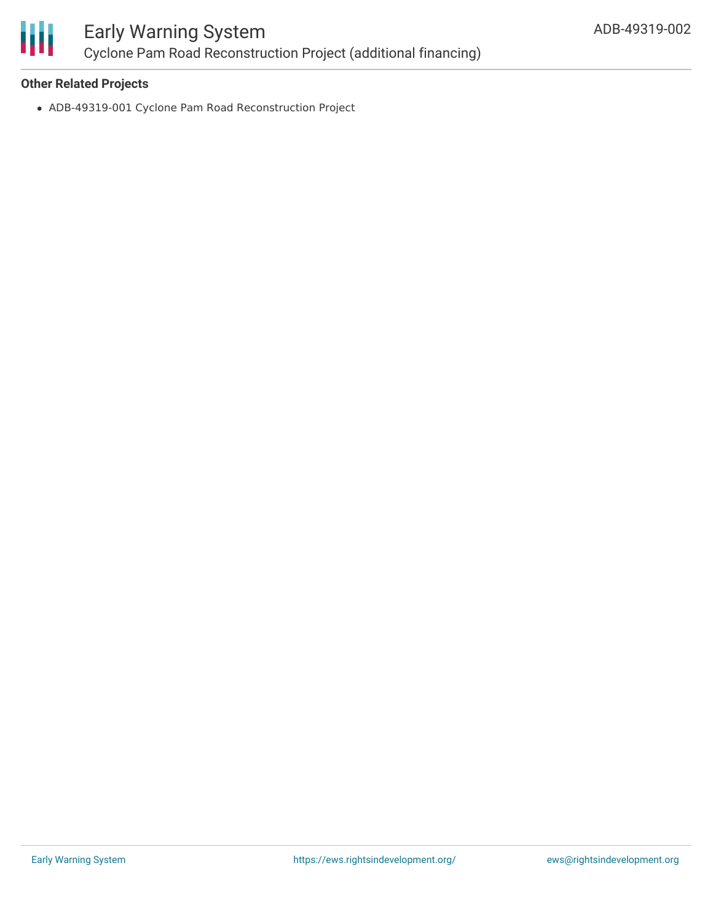**Other Related Projects**

- ADB-49319-001 Cyclone Pam Road Reconstruction Project